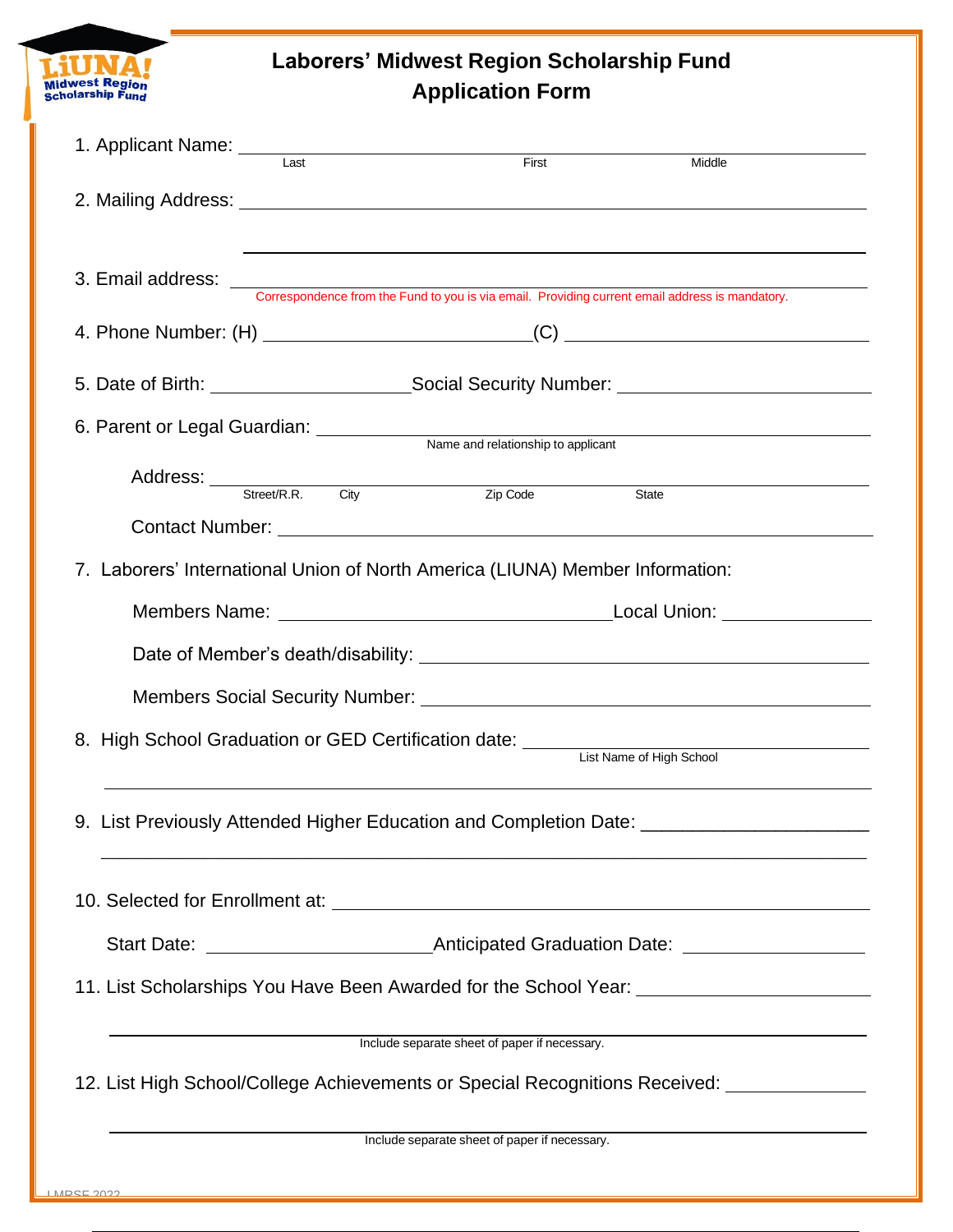# Laborers' Midwest Region Scholarship Fund
## Application Form

1. Applicant Name: ______________________________________________
   Last First Middle

2. Mailing Address: ______________________________________________

   ______________________________________________

3. Email address: ______________________________________________
   Correspondence from the Fund to you is via email. Providing current email address is mandatory.

4. Phone Number: (H) ______________________ (C) ______________________

5. Date of Birth: __________________ Social Security Number: ______________________

6. Parent or Legal Guardian: ______________________________________________
   Name and relationship to applicant

   Address: ______________________________________________
   Street/R.R. City Zip Code State

   Contact Number: ______________________________________________

7. Laborers' International Union of North America (LIUNA) Member Information:

   Members Name: ______________________________ Local Union: ______________

   Date of Member's death/disability: ______________________________________

   Members Social Security Number: ______________________________________

8. High School Graduation or GED Certification date: ______________________
   List Name of High School

   ______________________________________________

9. List Previously Attended Higher Education and Completion Date: ______________________

   ______________________________________________

10. Selected for Enrollment at: ______________________________________________

    Start Date: ______________________ Anticipated Graduation Date: __________________

11. List Scholarships You Have Been Awarded for the School Year: ______________________

    ______________________________________________
    Include separate sheet of paper if necessary.

12. List High School/College Achievements or Special Recognitions Received: ______________

    ______________________________________________
    Include separate sheet of paper if necessary.

LMRSF 2022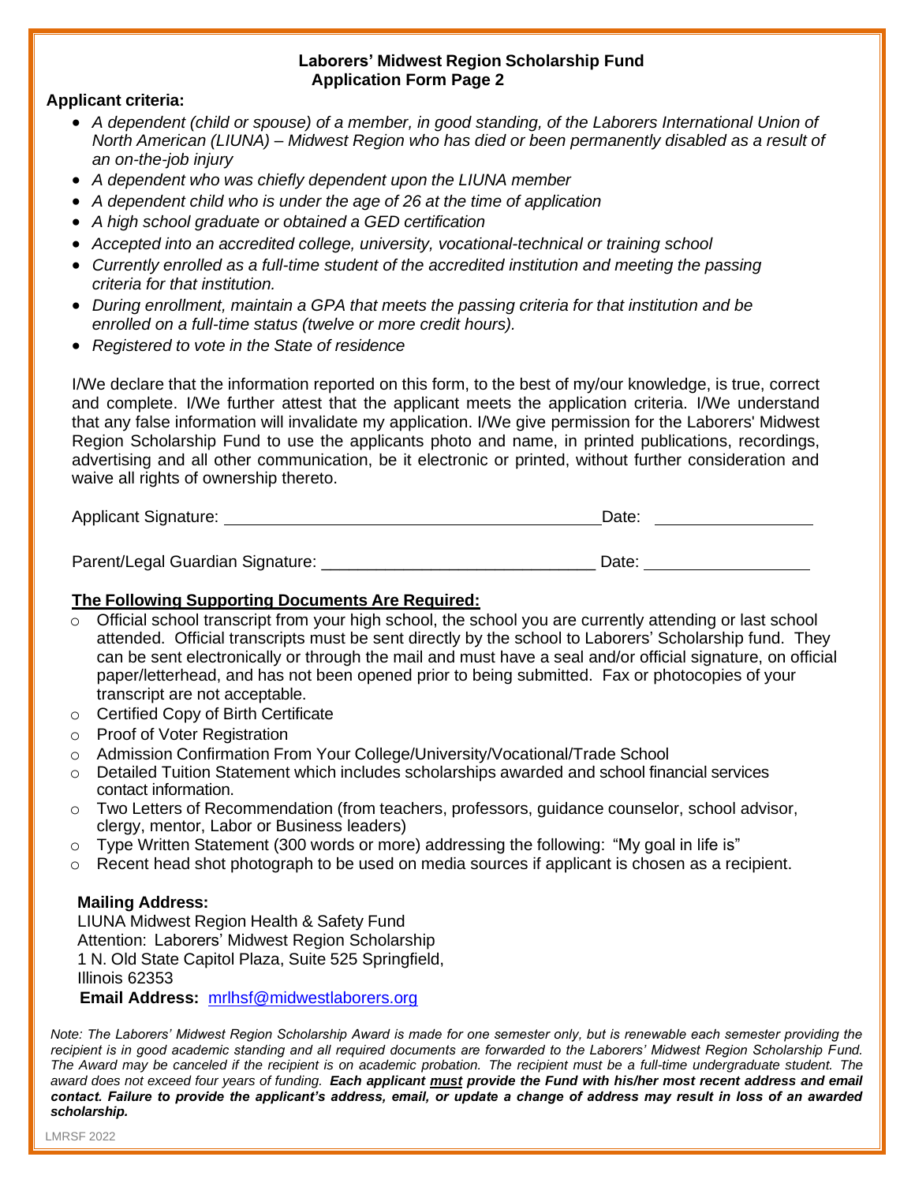**Laborers' Midwest Region Scholarship Fund**
**Application Form Page 2**

**Applicant criteria:**

- *A dependent (child or spouse) of a member, in good standing, of the Laborers International Union of North American (LIUNA) – Midwest Region who has died or been permanently disabled as a result of an on-the-job injury*
- *A dependent who was chiefly dependent upon the LIUNA member*
- *A dependent child who is under the age of 26 at the time of application*
- *A high school graduate or obtained a GED certification*
- *Accepted into an accredited college, university, vocational-technical or training school*
- *Currently enrolled as a full-time student of the accredited institution and meeting the passing criteria for that institution.*
- *During enrollment, maintain a GPA that meets the passing criteria for that institution and be enrolled on a full-time status (twelve or more credit hours).*
- *Registered to vote in the State of residence*

I/We declare that the information reported on this form, to the best of my/our knowledge, is true, correct and complete. I/We further attest that the applicant meets the application criteria. I/We understand that any false information will invalidate my application. I/We give permission for the Laborers' Midwest Region Scholarship Fund to use the applicants photo and name, in printed publications, recordings, advertising and all other communication, be it electronic or printed, without further consideration and waive all rights of ownership thereto.

Applicant Signature: ______________________________ Date: ______________

Parent/Legal Guardian Signature: ______________________________ Date: ______________

**The Following Supporting Documents Are Required:**

- Official school transcript from your high school, the school you are currently attending or last school attended. Official transcripts must be sent directly by the school to Laborers' Scholarship fund. They can be sent electronically or through the mail and must have a seal and/or official signature, on official paper/letterhead, and has not been opened prior to being submitted. Fax or photocopies of your transcript are not acceptable.
- Certified Copy of Birth Certificate
- Proof of Voter Registration
- Admission Confirmation From Your College/University/Vocational/Trade School
- Detailed Tuition Statement which includes scholarships awarded and school financial services contact information.
- Two Letters of Recommendation (from teachers, professors, guidance counselor, school advisor, clergy, mentor, Labor or Business leaders)
- Type Written Statement (300 words or more) addressing the following: "My goal in life is"
- Recent head shot photograph to be used on media sources if applicant is chosen as a recipient.

**Mailing Address:**
LIUNA Midwest Region Health & Safety Fund
Attention: Laborers' Midwest Region Scholarship
1 N. Old State Capitol Plaza, Suite 525 Springfield, Illinois 62353
**Email Address:** mrlhsf@midwestlaborers.org

*Note: The Laborers' Midwest Region Scholarship Award is made for one semester only, but is renewable each semester providing the recipient is in good academic standing and all required documents are forwarded to the Laborers' Midwest Region Scholarship Fund. The Award may be canceled if the recipient is on academic probation. The recipient must be a full-time undergraduate student. The award does not exceed four years of funding.* ***Each applicant must provide the Fund with his/her most recent address and email contact. Failure to provide the applicant's address, email, or update a change of address may result in loss of an awarded scholarship.***

LMRSF 2022